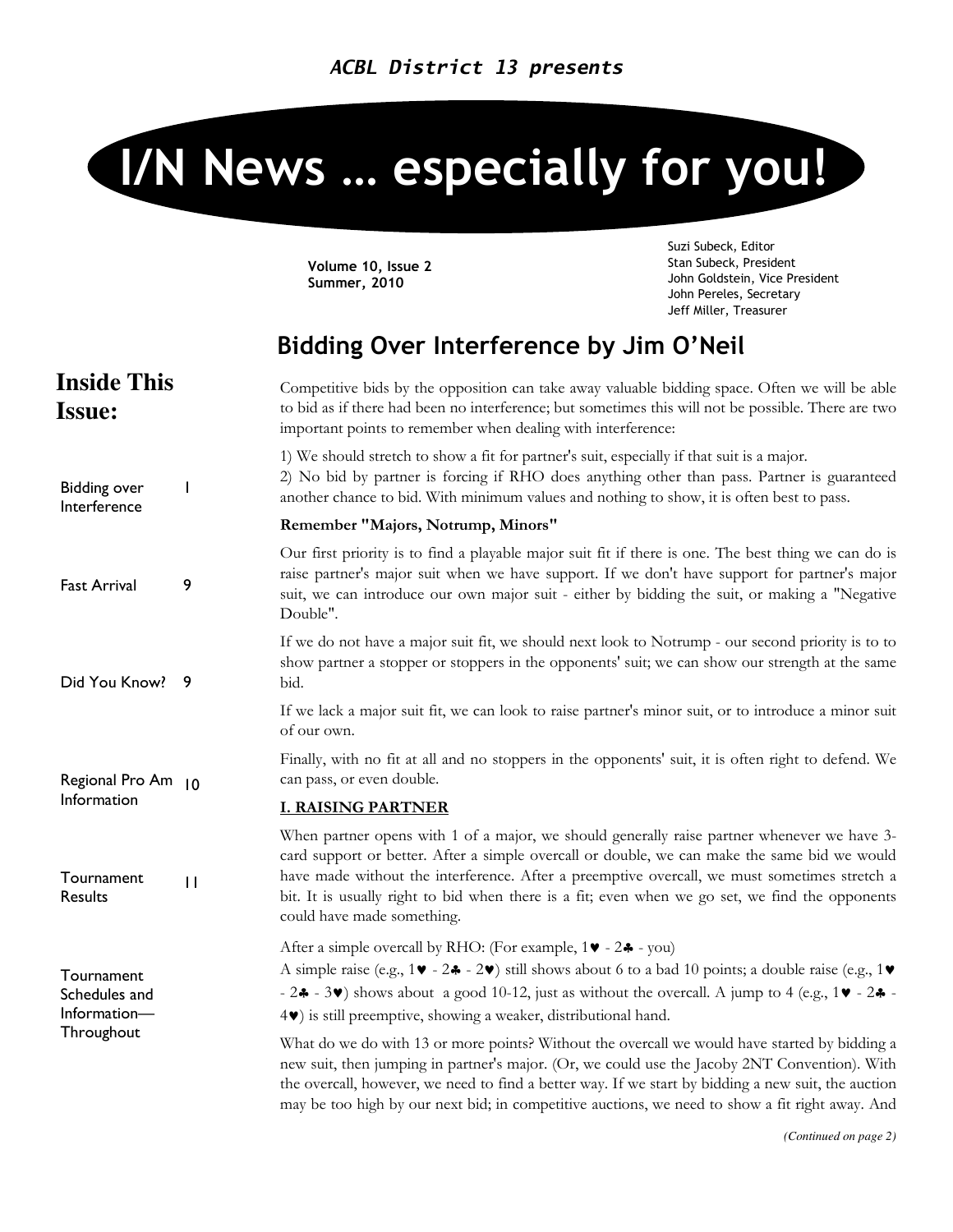*ACBL District 13 presents*

# I/N News … especially for you!

**Volume 10, Issue 2**
**Summer, 2010**

Suzi Subeck, Editor
Stan Subeck, President
John Goldstein, Vice President
John Pereles, Secretary
Jeff Miller, Treasurer

## Inside This Issue:

| | |
|---|---|
| Bidding over Interference | 1 |
| Fast Arrival | 9 |
| Did You Know? | 9 |
| Regional Pro Am Information | 10 |
| Tournament Results | 11 |
| Tournament Schedules and Information— Throughout | |

## Bidding Over Interference by Jim O'Neil

Competitive bids by the opposition can take away valuable bidding space. Often we will be able to bid as if there had been no interference; but sometimes this will not be possible. There are two important points to remember when dealing with interference:

1) We should stretch to show a fit for partner's suit, especially if that suit is a major.
2) No bid by partner is forcing if RHO does anything other than pass. Partner is guaranteed another chance to bid. With minimum values and nothing to show, it is often best to pass.

**Remember "Majors, Notrump, Minors"**

Our first priority is to find a playable major suit fit if there is one. The best thing we can do is raise partner's major suit when we have support. If we don't have support for partner's major suit, we can introduce our own major suit - either by bidding the suit, or making a "Negative Double".

If we do not have a major suit fit, we should next look to Notrump - our second priority is to to show partner a stopper or stoppers in the opponents' suit; we can show our strength at the same bid.

If we lack a major suit fit, we can look to raise partner's minor suit, or to introduce a minor suit of our own.

Finally, with no fit at all and no stoppers in the opponents' suit, it is often right to defend. We can pass, or even double.

**I. RAISING PARTNER**

When partner opens with 1 of a major, we should generally raise partner whenever we have 3-card support or better. After a simple overcall or double, we can make the same bid we would have made without the interference. After a preemptive overcall, we must sometimes stretch a bit. It is usually right to bid when there is a fit; even when we go set, we find the opponents could have made something.

After a simple overcall by RHO: (For example, 1♥ - 2♣ - you)
A simple raise (e.g., 1♥ - 2♣ - 2♥) still shows about 6 to a bad 10 points; a double raise (e.g., 1♥ - 2♣ - 3♥) shows about a good 10-12, just as without the overcall. A jump to 4 (e.g., 1♥ - 2♣ - 4♥) is still preemptive, showing a weaker, distributional hand.

What do we do with 13 or more points? Without the overcall we would have started by bidding a new suit, then jumping in partner's major. (Or, we could use the Jacoby 2NT Convention). With the overcall, however, we need to find a better way. If we start by bidding a new suit, the auction may be too high by our next bid; in competitive auctions, we need to show a fit right away. And

*(Continued on page 2)*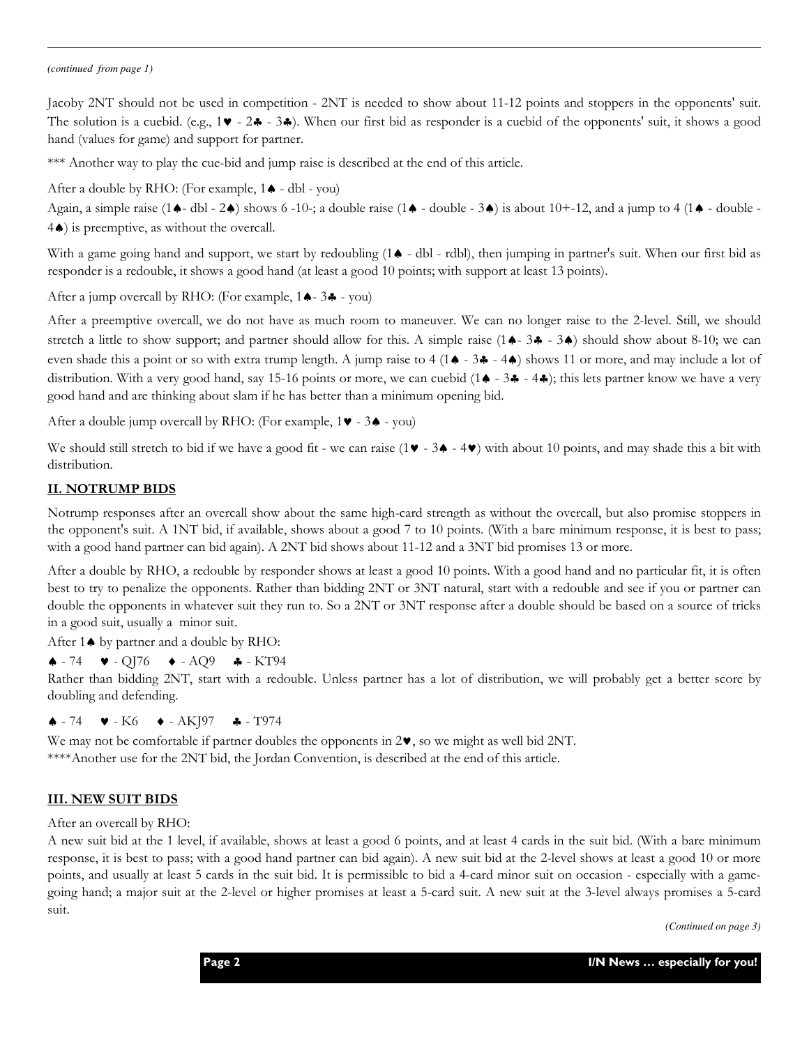*(continued from page 1)*

Jacoby 2NT should not be used in competition - 2NT is needed to show about 11-12 points and stoppers in the opponents' suit. The solution is a cuebid. (e.g., 1♥ - 2♣ - 3♣). When our first bid as responder is a cuebid of the opponents' suit, it shows a good hand (values for game) and support for partner.

*** Another way to play the cue-bid and jump raise is described at the end of this article.

After a double by RHO: (For example, 1♠ - dbl - you)

Again, a simple raise (1♠- dbl - 2♠) shows 6 -10-; a double raise (1♠ - double - 3♠) is about 10+-12, and a jump to 4 (1♠ - double - 4♠) is preemptive, as without the overcall.

With a game going hand and support, we start by redoubling (1♠ - dbl - rdbl), then jumping in partner's suit. When our first bid as responder is a redouble, it shows a good hand (at least a good 10 points; with support at least 13 points).

After a jump overcall by RHO: (For example, 1♠- 3♣ - you)

After a preemptive overcall, we do not have as much room to maneuver. We can no longer raise to the 2-level. Still, we should stretch a little to show support; and partner should allow for this. A simple raise (1♠- 3♣ - 3♠) should show about 8-10; we can even shade this a point or so with extra trump length. A jump raise to 4 (1♠ - 3♣ - 4♠) shows 11 or more, and may include a lot of distribution. With a very good hand, say 15-16 points or more, we can cuebid (1♠ - 3♣ - 4♣); this lets partner know we have a very good hand and are thinking about slam if he has better than a minimum opening bid.

After a double jump overcall by RHO: (For example, 1♥ - 3♠ - you)

We should still stretch to bid if we have a good fit - we can raise (1♥ - 3♠ - 4♥) with about 10 points, and may shade this a bit with distribution.

## II. NOTRUMP BIDS

Notrump responses after an overcall show about the same high-card strength as without the overcall, but also promise stoppers in the opponent's suit. A 1NT bid, if available, shows about a good 7 to 10 points. (With a bare minimum response, it is best to pass; with a good hand partner can bid again). A 2NT bid shows about 11-12 and a 3NT bid promises 13 or more.

After a double by RHO, a redouble by responder shows at least a good 10 points. With a good hand and no particular fit, it is often best to try to penalize the opponents. Rather than bidding 2NT or 3NT natural, start with a redouble and see if you or partner can double the opponents in whatever suit they run to. So a 2NT or 3NT response after a double should be based on a source of tricks in a good suit, usually a minor suit.

After 1♠ by partner and a double by RHO:

♠ - 74 ♥ - QJ76 ♦ - AQ9 ♣ - KT94

Rather than bidding 2NT, start with a redouble. Unless partner has a lot of distribution, we will probably get a better score by doubling and defending.

♠ - 74 ♥ - K6 ♦ - AKJ97 ♣ - T974

We may not be comfortable if partner doubles the opponents in 2♥, so we might as well bid 2NT.

****Another use for the 2NT bid, the Jordan Convention, is described at the end of this article.

## III. NEW SUIT BIDS

After an overcall by RHO:

A new suit bid at the 1 level, if available, shows at least a good 6 points, and at least 4 cards in the suit bid. (With a bare minimum response, it is best to pass; with a good hand partner can bid again). A new suit bid at the 2-level shows at least a good 10 or more points, and usually at least 5 cards in the suit bid. It is permissible to bid a 4-card minor suit on occasion - especially with a game-going hand; a major suit at the 2-level or higher promises at least a 5-card suit. A new suit at the 3-level always promises a 5-card suit.

*(Continued on page 3)*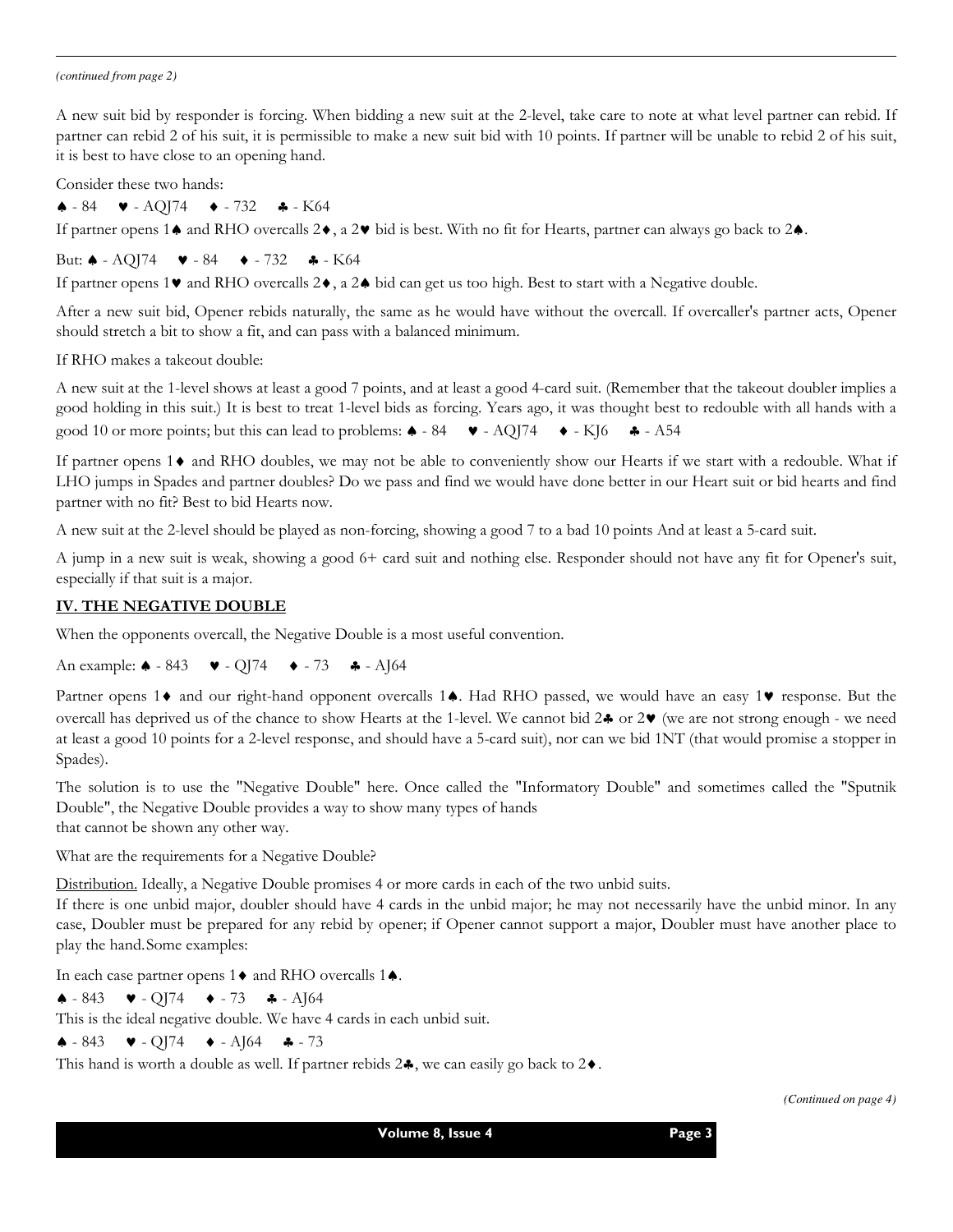*(continued from page 2)*

A new suit bid by responder is forcing. When bidding a new suit at the 2-level, take care to note at what level partner can rebid. If partner can rebid 2 of his suit, it is permissible to make a new suit bid with 10 points. If partner will be unable to rebid 2 of his suit, it is best to have close to an opening hand.

Consider these two hands:

♠ - 84 ♥ - AQJ74 ♦ - 732 ♣ - K64

If partner opens 1♠ and RHO overcalls 2♦, a 2♥ bid is best. With no fit for Hearts, partner can always go back to 2♠.

But: ♠ - AQJ74 ♥ - 84 ♦ - 732 ♣ - K64

If partner opens 1♥ and RHO overcalls 2♦, a 2♠ bid can get us too high. Best to start with a Negative double.

After a new suit bid, Opener rebids naturally, the same as he would have without the overcall. If overcaller's partner acts, Opener should stretch a bit to show a fit, and can pass with a balanced minimum.

If RHO makes a takeout double:

A new suit at the 1-level shows at least a good 7 points, and at least a good 4-card suit. (Remember that the takeout doubler implies a good holding in this suit.) It is best to treat 1-level bids as forcing. Years ago, it was thought best to redouble with all hands with a good 10 or more points; but this can lead to problems: ♠ - 84 ♥ - AQJ74 ♦ - KJ6 ♣ - A54

If partner opens 1♦ and RHO doubles, we may not be able to conveniently show our Hearts if we start with a redouble. What if LHO jumps in Spades and partner doubles? Do we pass and find we would have done better in our Heart suit or bid hearts and find partner with no fit? Best to bid Hearts now.

A new suit at the 2-level should be played as non-forcing, showing a good 7 to a bad 10 points And at least a 5-card suit.

A jump in a new suit is weak, showing a good 6+ card suit and nothing else. Responder should not have any fit for Opener's suit, especially if that suit is a major.

## IV. THE NEGATIVE DOUBLE

When the opponents overcall, the Negative Double is a most useful convention.

An example: ♠ - 843 ♥ - QJ74 ♦ - 73 ♣ - AJ64

Partner opens 1♦ and our right-hand opponent overcalls 1♠. Had RHO passed, we would have an easy 1♥ response. But the overcall has deprived us of the chance to show Hearts at the 1-level. We cannot bid 2♣ or 2♥ (we are not strong enough - we need at least a good 10 points for a 2-level response, and should have a 5-card suit), nor can we bid 1NT (that would promise a stopper in Spades).

The solution is to use the "Negative Double" here. Once called the "Informatory Double" and sometimes called the "Sputnik Double", the Negative Double provides a way to show many types of hands that cannot be shown any other way.

What are the requirements for a Negative Double?

Distribution. Ideally, a Negative Double promises 4 or more cards in each of the two unbid suits.
If there is one unbid major, doubler should have 4 cards in the unbid major; he may not necessarily have the unbid minor. In any case, Doubler must be prepared for any rebid by opener; if Opener cannot support a major, Doubler must have another place to play the hand. Some examples:

In each case partner opens 1♦ and RHO overcalls 1♠.

♠ - 843 ♥ - QJ74 ♦ - 73 ♣ - AJ64

This is the ideal negative double. We have 4 cards in each unbid suit.

♠ - 843 ♥ - QJ74 ♦ - AJ64 ♣ - 73

This hand is worth a double as well. If partner rebids 2♣, we can easily go back to 2♦.

*(Continued on page 4)*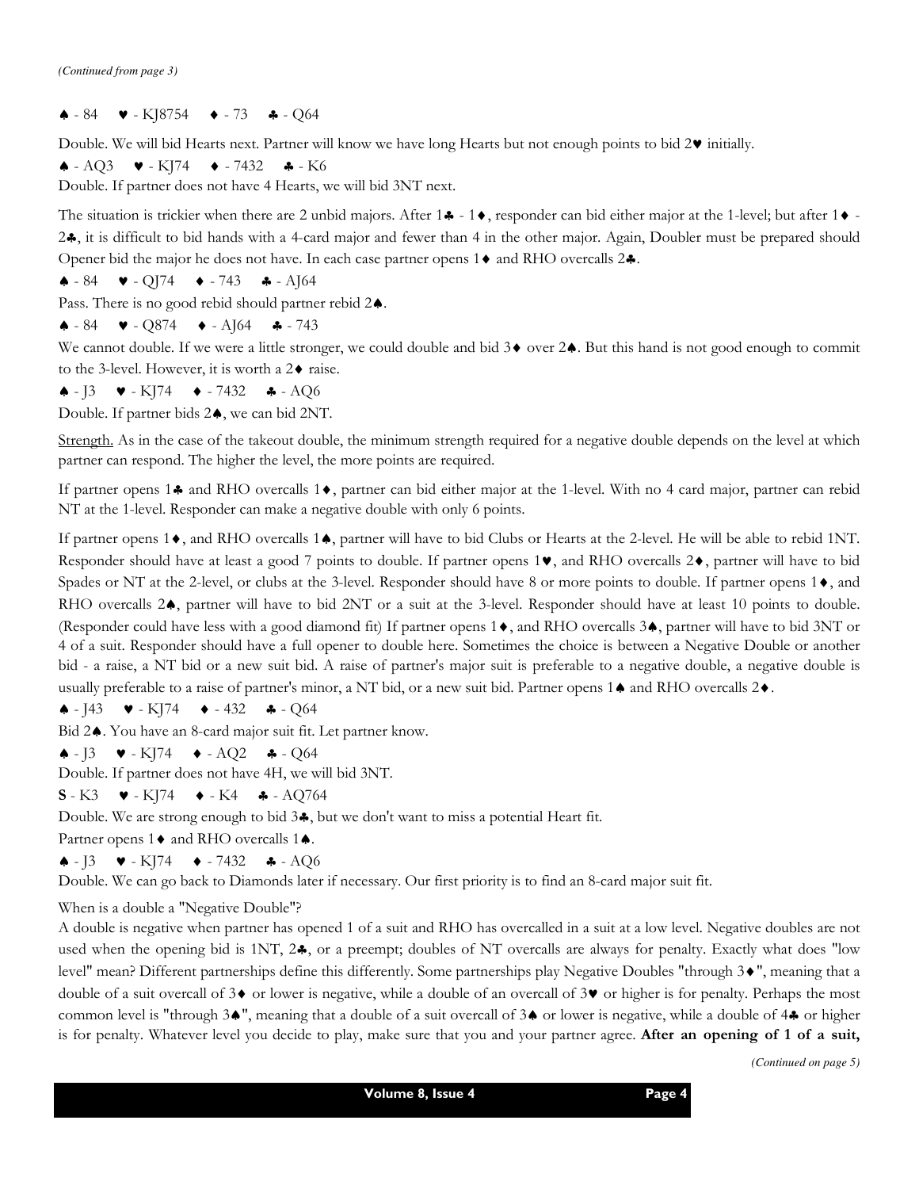*(Continued from page 3)*

♠ - 84 ♥ - KJ8754 ♦ - 73 ♣ - Q64

Double. We will bid Hearts next. Partner will know we have long Hearts but not enough points to bid 2♥ initially.

♠ - AQ3 ♥ - KJ74 ♦ - 7432 ♣ - K6

Double. If partner does not have 4 Hearts, we will bid 3NT next.

The situation is trickier when there are 2 unbid majors. After 1♣ - 1♦, responder can bid either major at the 1-level; but after 1♦ - 2♣, it is difficult to bid hands with a 4-card major and fewer than 4 in the other major. Again, Doubler must be prepared should Opener bid the major he does not have. In each case partner opens 1♦ and RHO overcalls 2♣.

♠ - 84 ♥ - QJ74 ♦ - 743 ♣ - AJ64

Pass. There is no good rebid should partner rebid 2♠.

♠ - 84 ♥ - Q874 ♦ - AJ64 ♣ - 743

We cannot double. If we were a little stronger, we could double and bid 3♦ over 2♠. But this hand is not good enough to commit to the 3-level. However, it is worth a 2♦ raise.

♠ - J3 ♥ - KJ74 ♦ - 7432 ♣ - AQ6

Double. If partner bids 2♠, we can bid 2NT.

Strength. As in the case of the takeout double, the minimum strength required for a negative double depends on the level at which partner can respond. The higher the level, the more points are required.

If partner opens 1♣ and RHO overcalls 1♦, partner can bid either major at the 1-level. With no 4 card major, partner can rebid NT at the 1-level. Responder can make a negative double with only 6 points.

If partner opens 1♦, and RHO overcalls 1♠, partner will have to bid Clubs or Hearts at the 2-level. He will be able to rebid 1NT. Responder should have at least a good 7 points to double. If partner opens 1♥, and RHO overcalls 2♦, partner will have to bid Spades or NT at the 2-level, or clubs at the 3-level. Responder should have 8 or more points to double. If partner opens 1♦, and RHO overcalls 2♠, partner will have to bid 2NT or a suit at the 3-level. Responder should have at least 10 points to double. (Responder could have less with a good diamond fit) If partner opens 1♦, and RHO overcalls 3♠, partner will have to bid 3NT or 4 of a suit. Responder should have a full opener to double here. Sometimes the choice is between a Negative Double or another bid - a raise, a NT bid or a new suit bid. A raise of partner's major suit is preferable to a negative double, a negative double is usually preferable to a raise of partner's minor, a NT bid, or a new suit bid. Partner opens 1♠ and RHO overcalls 2♦.

♠ - J43 ♥ - KJ74 ♦ - 432 ♣ - Q64

Bid 2♠. You have an 8-card major suit fit. Let partner know.

♠ - J3 ♥ - KJ74 ♦ - AQ2 ♣ - Q64

Double. If partner does not have 4H, we will bid 3NT.

**S** - K3 ♥ - KJ74 ♦ - K4 ♣ - AQ764

Double. We are strong enough to bid 3♣, but we don't want to miss a potential Heart fit.

Partner opens 1♦ and RHO overcalls 1♠.

♠ - J3 ♥ - KJ74 ♦ - 7432 ♣ - AQ6

Double. We can go back to Diamonds later if necessary. Our first priority is to find an 8-card major suit fit.

When is a double a "Negative Double"?

A double is negative when partner has opened 1 of a suit and RHO has overcalled in a suit at a low level. Negative doubles are not used when the opening bid is 1NT, 2♣, or a preempt; doubles of NT overcalls are always for penalty. Exactly what does "low level" mean? Different partnerships define this differently. Some partnerships play Negative Doubles "through 3♦", meaning that a double of a suit overcall of 3♦ or lower is negative, while a double of an overcall of 3♥ or higher is for penalty. Perhaps the most common level is "through 3♠", meaning that a double of a suit overcall of 3♠ or lower is negative, while a double of 4♣ or higher is for penalty. Whatever level you decide to play, make sure that you and your partner agree. **After an opening of 1 of a suit,**

*(Continued on page 5)*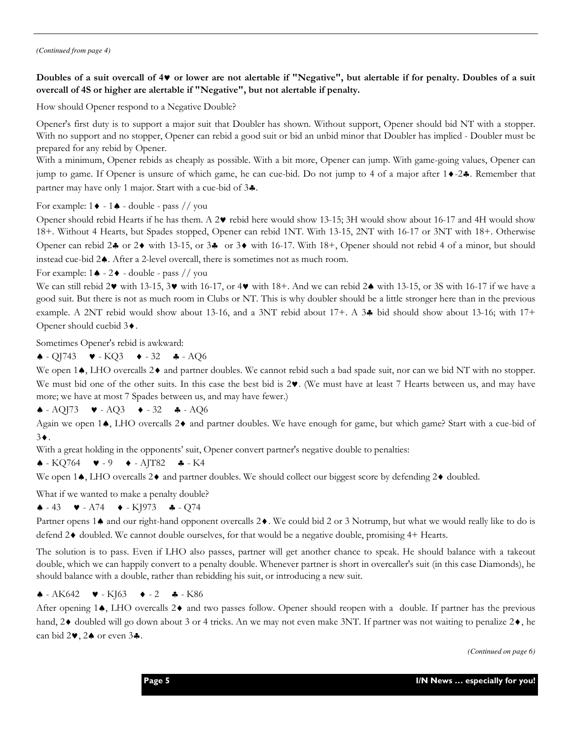*(Continued from page 4)*

**Doubles of a suit overcall of 4♥ or lower are not alertable if "Negative", but alertable if for penalty. Doubles of a suit overcall of 4S or higher are alertable if "Negative", but not alertable if penalty.**

How should Opener respond to a Negative Double?

Opener's first duty is to support a major suit that Doubler has shown. Without support, Opener should bid NT with a stopper. With no support and no stopper, Opener can rebid a good suit or bid an unbid minor that Doubler has implied - Doubler must be prepared for any rebid by Opener.

With a minimum, Opener rebids as cheaply as possible. With a bit more, Opener can jump. With game-going values, Opener can jump to game. If Opener is unsure of which game, he can cue-bid. Do not jump to 4 of a major after 1♦-2♣. Remember that partner may have only 1 major. Start with a cue-bid of 3♣.

For example: 1♦ - 1♠ - double - pass // you

Opener should rebid Hearts if he has them. A 2♥ rebid here would show 13-15; 3H would show about 16-17 and 4H would show 18+. Without 4 Hearts, but Spades stopped, Opener can rebid 1NT. With 13-15, 2NT with 16-17 or 3NT with 18+. Otherwise Opener can rebid 2♣ or 2♦ with 13-15, or 3♣ or 3♦ with 16-17. With 18+, Opener should not rebid 4 of a minor, but should instead cue-bid 2♠. After a 2-level overcall, there is sometimes not as much room.

For example: 1♠ - 2♦ - double - pass // you

We can still rebid 2♥ with 13-15, 3♥ with 16-17, or 4♥ with 18+. And we can rebid 2♠ with 13-15, or 3S with 16-17 if we have a good suit. But there is not as much room in Clubs or NT. This is why doubler should be a little stronger here than in the previous example. A 2NT rebid would show about 13-16, and a 3NT rebid about 17+. A 3♣ bid should show about 13-16; with 17+ Opener should cuebid 3♦.

Sometimes Opener's rebid is awkward:

♠ - QJ743 ♥ - KQ3 ♦ - 32 ♣ - AQ6

We open 1♠, LHO overcalls 2♦ and partner doubles. We cannot rebid such a bad spade suit, nor can we bid NT with no stopper. We must bid one of the other suits. In this case the best bid is 2♥. (We must have at least 7 Hearts between us, and may have more; we have at most 7 Spades between us, and may have fewer.)

♠ - AQJ73 ♥ - AQ3 ♦ - 32 ♣ - AQ6

Again we open 1♠, LHO overcalls 2♦ and partner doubles. We have enough for game, but which game? Start with a cue-bid of 3♦.

With a great holding in the opponents' suit, Opener convert partner's negative double to penalties:

♠ - KQ764 ♥ - 9 ♦ - AJT82 ♣ - K4

We open 1♠, LHO overcalls 2♦ and partner doubles. We should collect our biggest score by defending 2♦ doubled.

What if we wanted to make a penalty double?

♠ - 43 ♥ - A74 ♦ - KJ973 ♣ - Q74

Partner opens 1♠ and our right-hand opponent overcalls 2♦. We could bid 2 or 3 Notrump, but what we would really like to do is defend 2♦ doubled. We cannot double ourselves, for that would be a negative double, promising 4+ Hearts.

The solution is to pass. Even if LHO also passes, partner will get another chance to speak. He should balance with a takeout double, which we can happily convert to a penalty double. Whenever partner is short in overcaller's suit (in this case Diamonds), he should balance with a double, rather than rebidding his suit, or introducing a new suit.

♠ - AK642 ♥ - KJ63 ♦ - 2 ♣ - K86

After opening 1♠, LHO overcalls 2♦ and two passes follow. Opener should reopen with a double. If partner has the previous hand, 2♦ doubled will go down about 3 or 4 tricks. An we may not even make 3NT. If partner was not waiting to penalize 2♦, he can bid 2♥, 2♠ or even 3♣.

*(Continued on page 6)*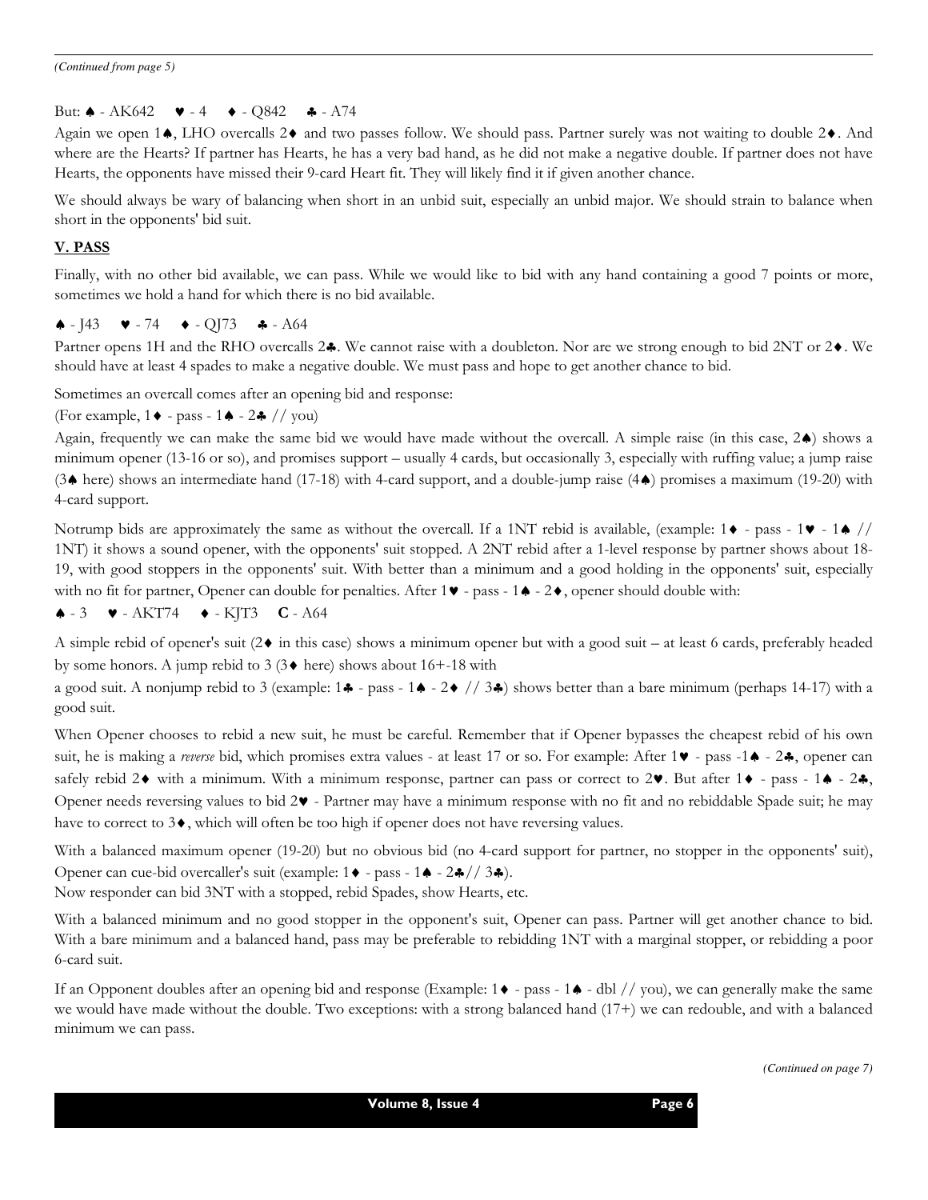*(Continued from page 5)*

But: ♠ - AK642 ♥ - 4 ♦ - Q842 ♣ - A74

Again we open 1♠, LHO overcalls 2♦ and two passes follow. We should pass. Partner surely was not waiting to double 2♦. And where are the Hearts? If partner has Hearts, he has a very bad hand, as he did not make a negative double. If partner does not have Hearts, the opponents have missed their 9-card Heart fit. They will likely find it if given another chance.

We should always be wary of balancing when short in an unbid suit, especially an unbid major. We should strain to balance when short in the opponents' bid suit.

## V. PASS

Finally, with no other bid available, we can pass. While we would like to bid with any hand containing a good 7 points or more, sometimes we hold a hand for which there is no bid available.

♠ - J43 ♥ - 74 ♦ - QJ73 ♣ - A64

Partner opens 1H and the RHO overcalls 2♣. We cannot raise with a doubleton. Nor are we strong enough to bid 2NT or 2♦. We should have at least 4 spades to make a negative double. We must pass and hope to get another chance to bid.

Sometimes an overcall comes after an opening bid and response:

(For example, 1♦ - pass - 1♠ - 2♣ // you)

Again, frequently we can make the same bid we would have made without the overcall. A simple raise (in this case, 2♠) shows a minimum opener (13-16 or so), and promises support – usually 4 cards, but occasionally 3, especially with ruffing value; a jump raise (3♠ here) shows an intermediate hand (17-18) with 4-card support, and a double-jump raise (4♠) promises a maximum (19-20) with 4-card support.

Notrump bids are approximately the same as without the overcall. If a 1NT rebid is available, (example: 1♦ - pass - 1♥ - 1♠ // 1NT) it shows a sound opener, with the opponents' suit stopped. A 2NT rebid after a 1-level response by partner shows about 18-19, with good stoppers in the opponents' suit. With better than a minimum and a good holding in the opponents' suit, especially with no fit for partner, Opener can double for penalties. After 1♥ - pass - 1♠ - 2♦, opener should double with:

♠ - 3 ♥ - AKT74 ♦ - KJT3 **C** - A64

A simple rebid of opener's suit (2♦ in this case) shows a minimum opener but with a good suit – at least 6 cards, preferably headed by some honors. A jump rebid to 3 (3♦ here) shows about 16+-18 with a good suit. A nonjump rebid to 3 (example: 1♣ - pass - 1♠ - 2♦ // 3♣) shows better than a bare minimum (perhaps 14-17) with a good suit.

When Opener chooses to rebid a new suit, he must be careful. Remember that if Opener bypasses the cheapest rebid of his own suit, he is making a *reverse* bid, which promises extra values - at least 17 or so. For example: After 1♥ - pass -1♠ - 2♣, opener can safely rebid 2♦ with a minimum. With a minimum response, partner can pass or correct to 2♥. But after 1♦ - pass - 1♠ - 2♣, Opener needs reversing values to bid 2♥ - Partner may have a minimum response with no fit and no rebiddable Spade suit; he may have to correct to 3♦, which will often be too high if opener does not have reversing values.

With a balanced maximum opener (19-20) but no obvious bid (no 4-card support for partner, no stopper in the opponents' suit), Opener can cue-bid overcaller's suit (example: 1♦ - pass - 1♠ - 2♣// 3♣).

Now responder can bid 3NT with a stopped, rebid Spades, show Hearts, etc.

With a balanced minimum and no good stopper in the opponent's suit, Opener can pass. Partner will get another chance to bid. With a bare minimum and a balanced hand, pass may be preferable to rebidding 1NT with a marginal stopper, or rebidding a poor 6-card suit.

If an Opponent doubles after an opening bid and response (Example: 1♦ - pass - 1♠ - dbl // you), we can generally make the same we would have made without the double. Two exceptions: with a strong balanced hand (17+) we can redouble, and with a balanced minimum we can pass.

*(Continued on page 7)*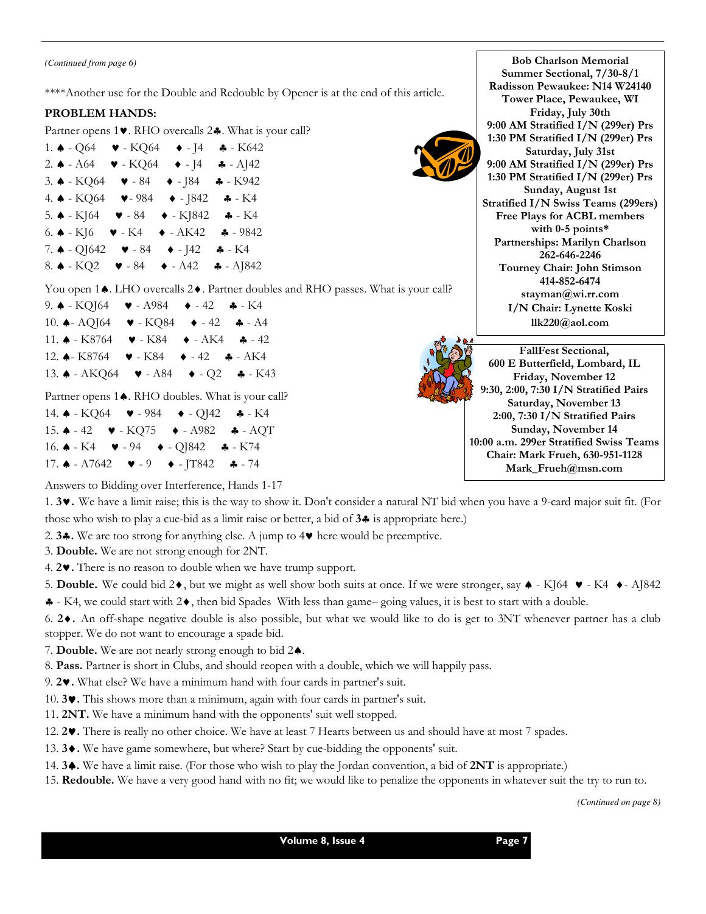*(Continued from page 6)*

****Another use for the Double and Redouble by Opener is at the end of this article.

**PROBLEM HANDS:**

Partner opens 1♥. RHO overcalls 2♣. What is your call?

1. ♠ - Q64 ♥ - KQ64 ♦ - J4 ♣ - K642
2. ♠ - A64 ♥ - KQ64 ♦ - J4 ♣ - AJ42
3. ♠ - KQ64 ♥ - 84 ♦ - J84 ♣ - K942
4. ♠ - KQ64 ♥ - 984 ♦ - J842 ♣ - K4
5. ♠ - KJ64 ♥ - 84 ♦ - KJ842 ♣ - K4
6. ♠ - KJ6 ♥ - K4 ♦ - AK42 ♣ - 9842
7. ♠ - QJ642 ♥ - 84 ♦ - J42 ♣ - K4
8. ♠ - KQ2 ♥ - 84 ♦ - A42 ♣ - AJ842

You open 1♠. LHO overcalls 2♦. Partner doubles and RHO passes. What is your call?

9. ♠ - KQJ64 ♥ - A984 ♦ - 42 ♣ - K4
10. ♠- AQJ64 ♥ - KQ84 ♦ - 42 ♣ - A4
11. ♠ - K8764 ♥ - K84 ♦ - AK4 ♣ - 42
12. ♠- K8764 ♥ - K84 ♦ - 42 ♣ - AK4
13. ♠ - AKQ64 ♥ - A84 ♦ - Q2 ♣ - K43

Partner opens 1♠. RHO doubles. What is your call?

14. ♠ - KQ64 ♥ - 984 ♦ - QJ42 ♣ - K4
15. ♠ - 42 ♥ - KQ75 ♦ - A982 ♣ - AQT
16. ♠ - K4 ♥ - 94 ♦ - QJ842 ♣ - K74
17. ♠ - A7642 ♥ - 9 ♦ - JT842 ♣ - 74

Answers to Bidding over Interference, Hands 1-17

1. **3♥.** We have a limit raise; this is the way to show it. Don't consider a natural NT bid when you have a 9-card major suit fit. (For those who wish to play a cue-bid as a limit raise or better, a bid of **3♣** is appropriate here.)
2. **3♣.** We are too strong for anything else. A jump to 4♥ here would be preemptive.
3. **Double.** We are not strong enough for 2NT.
4. **2♥.** There is no reason to double when we have trump support.
5. **Double.** We could bid 2♦, but we might as well show both suits at once. If we were stronger, say ♠ - KJ64 ♥ - K4 ♦- AJ842 ♣ - K4, we could start with 2♦, then bid Spades With less than game– going values, it is best to start with a double.
6. **2♦.** An off-shape negative double is also possible, but what we would like to do is get to 3NT whenever partner has a club stopper. We do not want to encourage a spade bid.
7. **Double.** We are not nearly strong enough to bid 2♠.
8. **Pass.** Partner is short in Clubs, and should reopen with a double, which we will happily pass.
9. **2♥.** What else? We have a minimum hand with four cards in partner's suit.
10. **3♥.** This shows more than a minimum, again with four cards in partner's suit.
11. **2NT.** We have a minimum hand with the opponents' suit well stopped.
12. **2♥.** There is really no other choice. We have at least 7 Hearts between us and should have at most 7 spades.
13. **3♦.** We have game somewhere, but where? Start by cue-bidding the opponents' suit.
14. **3♠.** We have a limit raise. (For those who wish to play the Jordan convention, a bid of **2NT** is appropriate.)
15. **Redouble.** We have a very good hand with no fit; we would like to penalize the opponents in whatever suit the try to run to.

*(Continued on page 8)*

**Bob Charlson Memorial**
**Summer Sectional, 7/30-8/1**
**Radisson Pewaukee: N14 W24140 Tower Place, Pewaukee, WI**
**Friday, July 30th**
**9:00 AM Stratified I/N (299er) Prs**
**1:30 PM Stratified I/N (299er) Prs**
**Saturday, July 31st**
**9:00 AM Stratified I/N (299er) Prs**
**1:30 PM Stratified I/N (299er) Prs**
**Sunday, August 1st**
**Stratified I/N Swiss Teams (299ers)**
**Free Plays for ACBL members with 0-5 points***
**Partnerships: Marilyn Charlson 262-646-2246**
**Tourney Chair: John Stimson 414-852-6474**
**stayman@wi.rr.com**
**I/N Chair: Lynette Koski**
**llk220@aol.com**

**FallFest Sectional,**
**600 E Butterfield, Lombard, IL**
**Friday, November 12**
**9:30, 2:00, 7:30 I/N Stratified Pairs**
**Saturday, November 13**
**2:00, 7:30 I/N Stratified Pairs**
**Sunday, November 14**
**10:00 a.m. 299er Stratified Swiss Teams**
**Chair: Mark Frueh, 630-951-1128**
**Mark_Frueh@msn.com**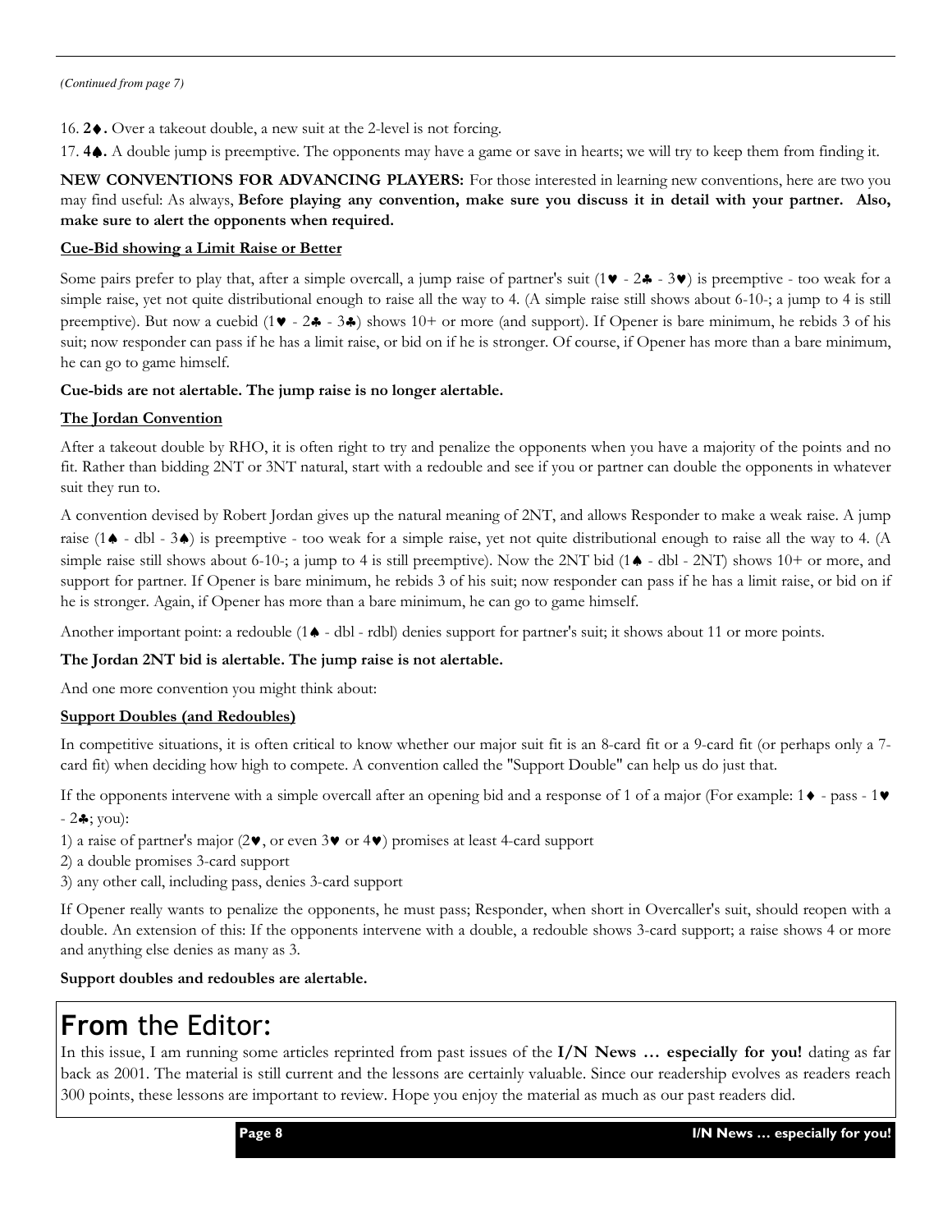*(Continued from page 7)*

16. **2♦.** Over a takeout double, a new suit at the 2-level is not forcing.

17. **4♠.** A double jump is preemptive. The opponents may have a game or save in hearts; we will try to keep them from finding it.

**NEW CONVENTIONS FOR ADVANCING PLAYERS:** For those interested in learning new conventions, here are two you may find useful: As always, **Before playing any convention, make sure you discuss it in detail with your partner. Also, make sure to alert the opponents when required.**

**Cue-Bid showing a Limit Raise or Better**

Some pairs prefer to play that, after a simple overcall, a jump raise of partner's suit (1♥ - 2♣ - 3♥) is preemptive - too weak for a simple raise, yet not quite distributional enough to raise all the way to 4. (A simple raise still shows about 6-10-; a jump to 4 is still preemptive). But now a cuebid (1♥ - 2♣ - 3♣) shows 10+ or more (and support). If Opener is bare minimum, he rebids 3 of his suit; now responder can pass if he has a limit raise, or bid on if he is stronger. Of course, if Opener has more than a bare minimum, he can go to game himself.

**Cue-bids are not alertable. The jump raise is no longer alertable.**

**The Jordan Convention**

After a takeout double by RHO, it is often right to try and penalize the opponents when you have a majority of the points and no fit. Rather than bidding 2NT or 3NT natural, start with a redouble and see if you or partner can double the opponents in whatever suit they run to.

A convention devised by Robert Jordan gives up the natural meaning of 2NT, and allows Responder to make a weak raise. A jump raise (1♠ - dbl - 3♠) is preemptive - too weak for a simple raise, yet not quite distributional enough to raise all the way to 4. (A simple raise still shows about 6-10-; a jump to 4 is still preemptive). Now the 2NT bid (1♠ - dbl - 2NT) shows 10+ or more, and support for partner. If Opener is bare minimum, he rebids 3 of his suit; now responder can pass if he has a limit raise, or bid on if he is stronger. Again, if Opener has more than a bare minimum, he can go to game himself.

Another important point: a redouble (1♠ - dbl - rdbl) denies support for partner's suit; it shows about 11 or more points.

**The Jordan 2NT bid is alertable. The jump raise is not alertable.**

And one more convention you might think about:

**Support Doubles (and Redoubles)**

In competitive situations, it is often critical to know whether our major suit fit is an 8-card fit or a 9-card fit (or perhaps only a 7-card fit) when deciding how high to compete. A convention called the "Support Double" can help us do just that.

If the opponents intervene with a simple overcall after an opening bid and a response of 1 of a major (For example: 1♦ - pass - 1♥ - 2♣; you):

1) a raise of partner's major (2♥, or even 3♥ or 4♥) promises at least 4-card support
2) a double promises 3-card support
3) any other call, including pass, denies 3-card support

If Opener really wants to penalize the opponents, he must pass; Responder, when short in Overcaller's suit, should reopen with a double. An extension of this: If the opponents intervene with a double, a redouble shows 3-card support; a raise shows 4 or more and anything else denies as many as 3.

**Support doubles and redoubles are alertable.**

# **From** the Editor:

In this issue, I am running some articles reprinted from past issues of the **I/N News … especially for you!** dating as far back as 2001. The material is still current and the lessons are certainly valuable. Since our readership evolves as readers reach 300 points, these lessons are important to review. Hope you enjoy the material as much as our past readers did.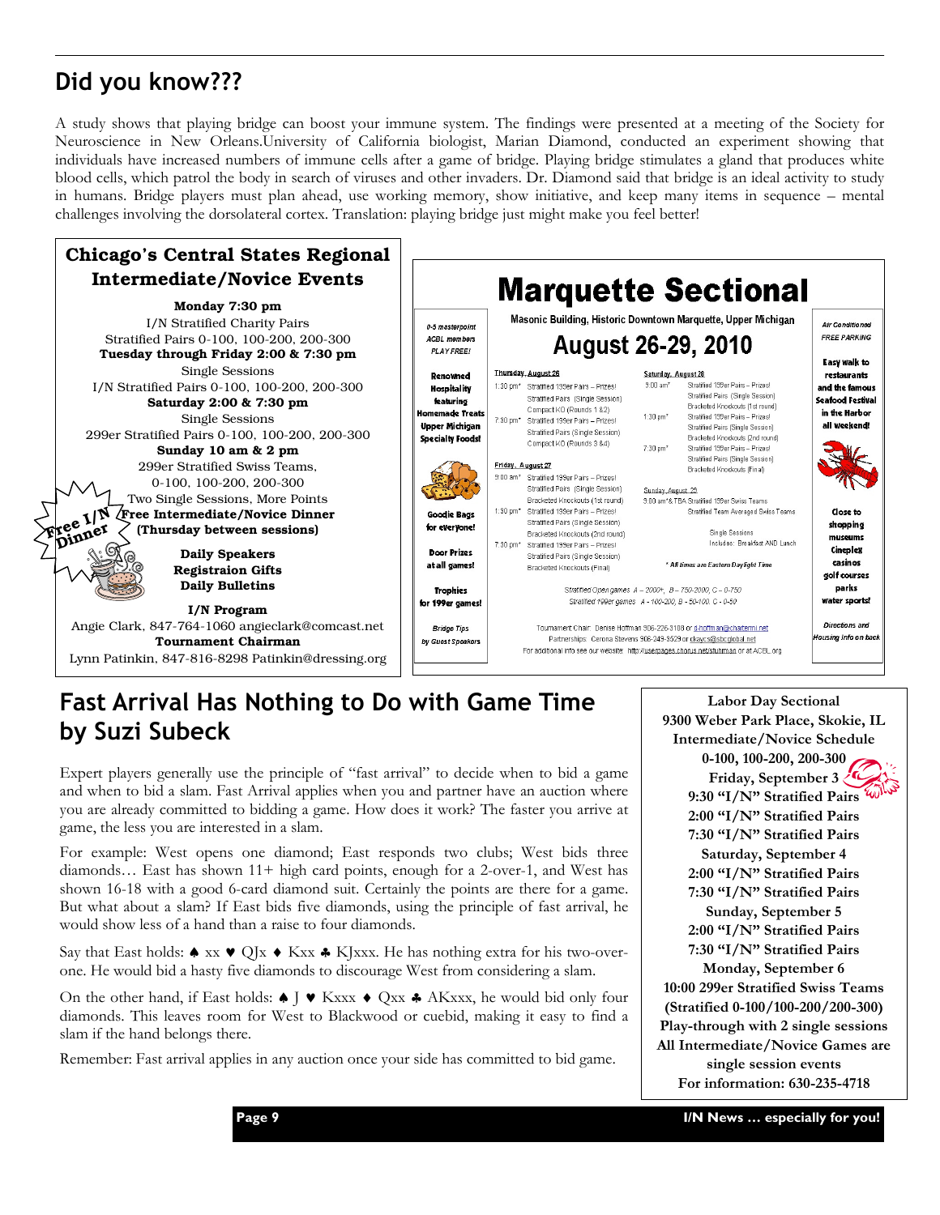## Did you know???

A study shows that playing bridge can boost your immune system. The findings were presented at a meeting of the Society for Neuroscience in New Orleans.University of California biologist, Marian Diamond, conducted an experiment showing that individuals have increased numbers of immune cells after a game of bridge. Playing bridge stimulates a gland that produces white blood cells, which patrol the body in search of viruses and other invaders. Dr. Diamond said that bridge is an ideal activity to study in humans. Bridge players must plan ahead, use working memory, show initiative, and keep many items in sequence – mental challenges involving the dorsolateral cortex. Translation: playing bridge just might make you feel better!

### Chicago's Central States Regional Intermediate/Novice Events

**Monday 7:30 pm**
I/N Stratified Charity Pairs
Stratified Pairs 0-100, 100-200, 200-300
**Tuesday through Friday 2:00 & 7:30 pm**
Single Sessions
I/N Stratified Pairs 0-100, 100-200, 200-300
**Saturday 2:00 & 7:30 pm**
Single Sessions
299er Stratified Pairs 0-100, 100-200, 200-300
**Sunday 10 am & 2 pm**
299er Stratified Swiss Teams,
0-100, 100-200, 200-300
Two Single Sessions, More Points
**Free Intermediate/Novice Dinner**
**(Thursday between sessions)**

Free I/N Dinner

**Daily Speakers**
**Registraion Gifts**
**Daily Bulletins**

**I/N Program**
Angie Clark, 847-764-1060 angieclark@comcast.net
**Tournament Chairman**
Lynn Patinkin, 847-816-8298 Patinkin@dressing.org

### Marquette Sectional

Masonic Building, Historic Downtown Marquette, Upper Michigan

**August 26-29, 2010**

*0-5 masterpoint ACBL members PLAY FREE!*

**Renowned Hospitality featuring Homemade Treats Upper Michigan Specialty Foods!**

**Goodie Bags for everyone!**

**Door Prizes at all games!**

**Trophies for 199er games!**

*Bridge Tips by Guest Speakers*

Thursday, August 26
1:30 pm* Stratified 199er Pairs – Prizes!
Stratified Pairs (Single Session)
Compact KO (Rounds 1 &2)
7:30 pm* Stratified 199er Pairs – Prizes!
Stratified Pairs (Single Session)
Compact KO (Rounds 3 &4)

Friday, August 27
9:00 am* Stratified 199er Pairs – Prizes!
Stratified Pairs (Single Session)
Bracketed Knockouts (1st round)
1:30 pm* Stratified 199er Pairs – Prizes!
Stratified Pairs (Single Session)
Bracketed Knockouts (2nd round)
7:30 pm* Stratified 199er Pairs – Prizes!
Stratified Pairs (Single Session)
Bracketed Knockouts (Final)

Saturday, August 28
9:00 am* Stratified 199er Pairs – Prizes!
Stratified Pairs (Single Session)
Bracketed Knockouts (1st round)
1:30 pm* Stratified 199er Pairs – Prizes!
Stratified Pairs (Single Session)
Bracketed Knockouts (2nd round)
7:30 pm* Stratified 199er Pairs – Prizes!
Stratified Pairs (Single Session)
Bracketed Knockouts (Final)

Sunday, August 29
9:00 am*& TBA Stratified 199er Swiss Teams
Stratified Team Averaged Swiss Teams
Single Sessions
Includes: Breakfast AND Lunch

\* All times are Eastern Daylight Time

Stratified Open games A – 2000+, B – 750-2000, C – 0-750
Stratified 199er games A - 100-200, B - 50-100, C - 0-50

Tournament Chair: Denise Hoffman 906-226-3108 or d-hoffman@chartermi.net
Partnerships: Corona Stevens 906-249-3529 or ckaycs@sbcglobal.net
For additional info see our website: http://usernages.chorus.net/sftuhman or at ACBL.org

*Air Conditioned FREE PARKING*

**Easy walk to restaurants and the famous Seafood Festival in the Harbor all weekend!**

**Close to shopping museums Cineplex casinos golf courses parks water sports!**

*Directions and Housing info on back*

## Fast Arrival Has Nothing to Do with Game Time by Suzi Subeck

Expert players generally use the principle of "fast arrival" to decide when to bid a game and when to bid a slam. Fast Arrival applies when you and partner have an auction where you are already committed to bidding a game. How does it work? The faster you arrive at game, the less you are interested in a slam.

For example: West opens one diamond; East responds two clubs; West bids three diamonds… East has shown 11+ high card points, enough for a 2-over-1, and West has shown 16-18 with a good 6-card diamond suit. Certainly the points are there for a game. But what about a slam? If East bids five diamonds, using the principle of fast arrival, he would show less of a hand than a raise to four diamonds.

Say that East holds: ♠ xx ♥ QJx ♦ Kxx ♣ KJxxx. He has nothing extra for his two-over-one. He would bid a hasty five diamonds to discourage West from considering a slam.

On the other hand, if East holds: ♠ J ♥ Kxxx ♦ Qxx ♣ AKxxx, he would bid only four diamonds. This leaves room for West to Blackwood or cuebid, making it easy to find a slam if the hand belongs there.

Remember: Fast arrival applies in any auction once your side has committed to bid game.

**Labor Day Sectional**
**9300 Weber Park Place, Skokie, IL**
**Intermediate/Novice Schedule**
**0-100, 100-200, 200-300**
**Friday, September 3**
**9:30 "I/N" Stratified Pairs**
**2:00 "I/N" Stratified Pairs**
**7:30 "I/N" Stratified Pairs**
**Saturday, September 4**
**2:00 "I/N" Stratified Pairs**
**7:30 "I/N" Stratified Pairs**
**Sunday, September 5**
**2:00 "I/N" Stratified Pairs**
**7:30 "I/N" Stratified Pairs**
**Monday, September 6**
**10:00 299er Stratified Swiss Teams**
**(Stratified 0-100/100-200/200-300)**
**Play-through with 2 single sessions**
**All Intermediate/Novice Games are single session events**
**For information: 630-235-4718**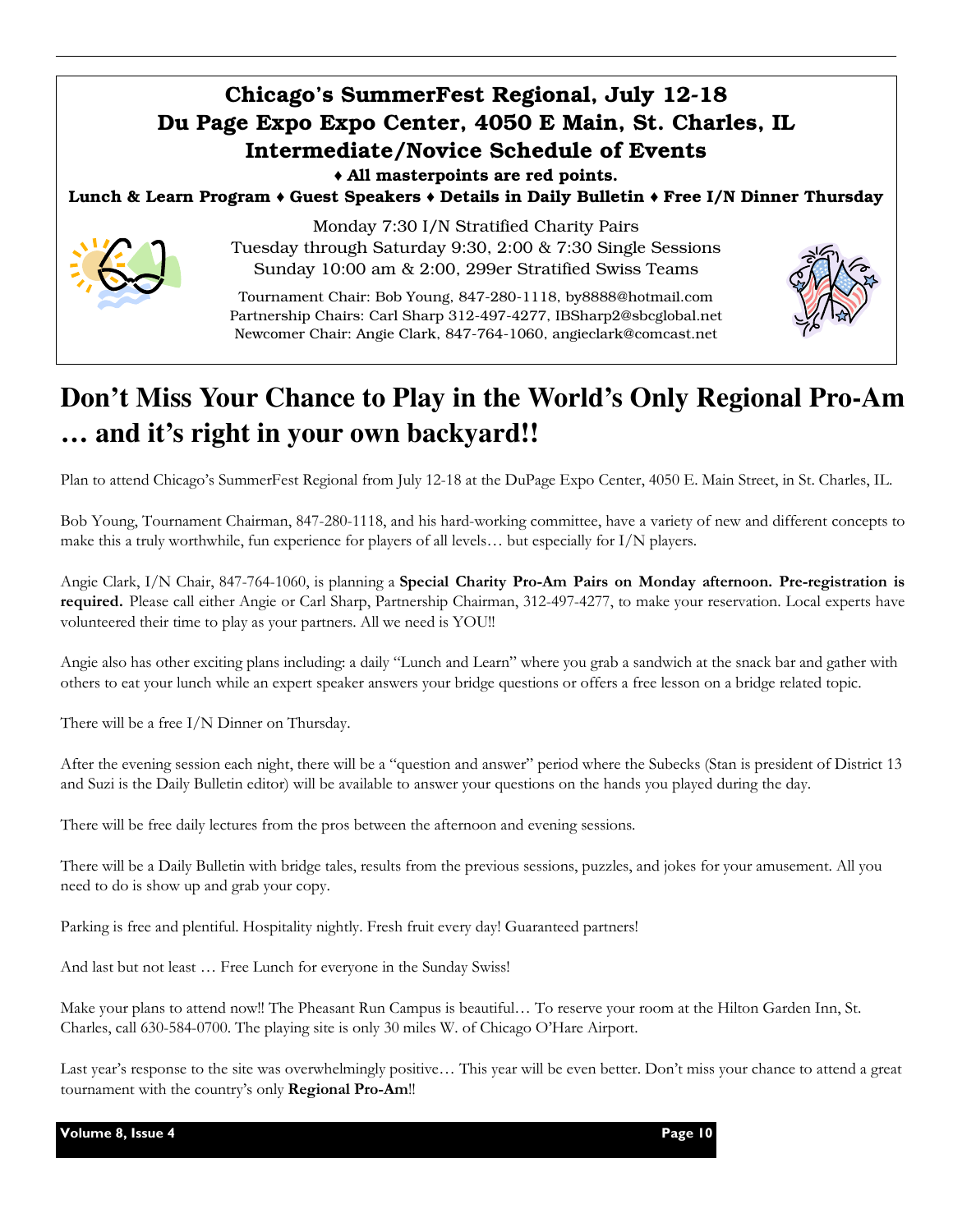## Chicago's SummerFest Regional, July 12-18
## Du Page Expo Expo Center, 4050 E Main, St. Charles, IL
## Intermediate/Novice Schedule of Events

**♦ All masterpoints are red points.**

**Lunch & Learn Program ♦ Guest Speakers ♦ Details in Daily Bulletin ♦ Free I/N Dinner Thursday**

Monday 7:30 I/N Stratified Charity Pairs
Tuesday through Saturday 9:30, 2:00 & 7:30 Single Sessions
Sunday 10:00 am & 2:00, 299er Stratified Swiss Teams

Tournament Chair: Bob Young, 847-280-1118, by8888@hotmail.com
Partnership Chairs: Carl Sharp 312-497-4277, IBSharp2@sbcglobal.net
Newcomer Chair: Angie Clark, 847-764-1060, angieclark@comcast.net

# Don't Miss Your Chance to Play in the World's Only Regional Pro-Am … and it's right in your own backyard!!

Plan to attend Chicago's SummerFest Regional from July 12-18 at the DuPage Expo Center, 4050 E. Main Street, in St. Charles, IL.

Bob Young, Tournament Chairman, 847-280-1118, and his hard-working committee, have a variety of new and different concepts to make this a truly worthwhile, fun experience for players of all levels… but especially for I/N players.

Angie Clark, I/N Chair, 847-764-1060, is planning a **Special Charity Pro-Am Pairs on Monday afternoon. Pre-registration is required.** Please call either Angie or Carl Sharp, Partnership Chairman, 312-497-4277, to make your reservation. Local experts have volunteered their time to play as your partners. All we need is YOU!!

Angie also has other exciting plans including: a daily "Lunch and Learn" where you grab a sandwich at the snack bar and gather with others to eat your lunch while an expert speaker answers your bridge questions or offers a free lesson on a bridge related topic.

There will be a free I/N Dinner on Thursday.

After the evening session each night, there will be a "question and answer" period where the Subecks (Stan is president of District 13 and Suzi is the Daily Bulletin editor) will be available to answer your questions on the hands you played during the day.

There will be free daily lectures from the pros between the afternoon and evening sessions.

There will be a Daily Bulletin with bridge tales, results from the previous sessions, puzzles, and jokes for your amusement. All you need to do is show up and grab your copy.

Parking is free and plentiful. Hospitality nightly. Fresh fruit every day! Guaranteed partners!

And last but not least … Free Lunch for everyone in the Sunday Swiss!

Make your plans to attend now!! The Pheasant Run Campus is beautiful… To reserve your room at the Hilton Garden Inn, St. Charles, call 630-584-0700. The playing site is only 30 miles W. of Chicago O'Hare Airport.

Last year's response to the site was overwhelmingly positive… This year will be even better. Don't miss your chance to attend a great tournament with the country's only **Regional Pro-Am**!!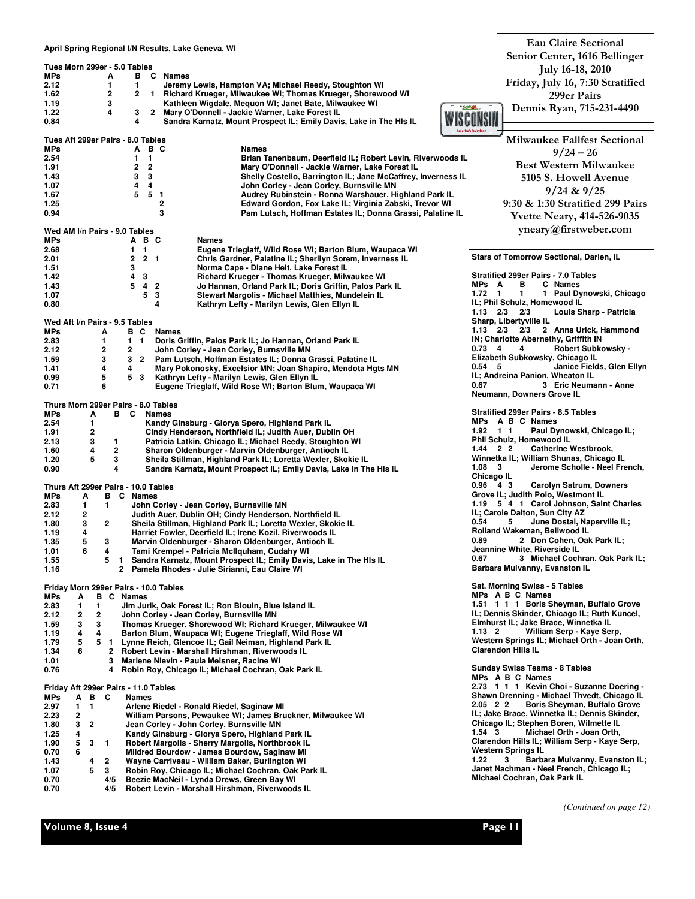## April Spring Regional I/N Results, Lake Geneva, WI

### Tues Morn 299er - 5.0 Tables

| MPs | A | B | C | Names |
|---|---|---|---|---|
| 2.12 | 1 | 1 | | Jeremy Lewis, Hampton VA; Michael Reedy, Stoughton WI |
| 1.62 | 2 | 2 | 1 | Richard Krueger, Milwaukee WI; Thomas Krueger, Shorewood WI |
| 1.19 | 3 | | | Kathleen Wigdale, Mequon WI; Janet Bate, Milwaukee WI |
| 1.22 | 4 | 3 | 2 | Mary O'Donnell - Jackie Warner, Lake Forest IL |
| 0.84 | | 4 | | Sandra Karnatz, Mount Prospect IL; Emily Davis, Lake in The Hls IL |

### Tues Aft 299er Pairs - 8.0 Tables

| MPs | A | B | C | Names |
|---|---|---|---|---|
| 2.54 | 1 | 1 | | Brian Tanenbaum, Deerfield IL; Robert Levin, Riverwoods IL |
| 1.91 | 2 | 2 | | Mary O'Donnell - Jackie Warner, Lake Forest IL |
| 1.43 | 3 | 3 | | Shelly Costello, Barrington IL; Jane McCaffrey, Inverness IL |
| 1.07 | 4 | 4 | | John Corley - Jean Corley, Burnsville MN |
| 1.67 | 5 | 5 | 1 | Audrey Rubinstein - Ronna Warshauer, Highland Park IL |
| 1.25 | | | 2 | Edward Gordon, Fox Lake IL; Virginia Zabski, Trevor WI |
| 0.94 | | | 3 | Pam Lutsch, Hoffman Estates IL; Donna Grassi, Palatine IL |

### Wed AM I/n Pairs - 9.0 Tables

| MPs | A | B | C | Names |
|---|---|---|---|---|
| 2.68 | 1 | 1 | | Eugene Trieglaff, Wild Rose WI; Barton Blum, Waupaca WI |
| 2.01 | 2 | 2 | 1 | Chris Gardner, Palatine IL; Sherilyn Sorem, Inverness IL |
| 1.51 | 3 | | | Norma Cape - Diane Helt, Lake Forest IL |
| 1.42 | 4 | 3 | | Richard Krueger - Thomas Krueger, Milwaukee WI |
| 1.43 | 5 | 4 | 2 | Jo Hannan, Orland Park IL; Doris Griffin, Palos Park IL |
| 1.07 | | 5 | 3 | Stewart Margolis - Michael Matthies, Mundelein IL |
| 0.80 | | | 4 | Kathryn Lefty - Marilyn Lewis, Glen Ellyn IL |

### Wed Aft I/n Pairs - 9.5 Tables

| MPs | A | B | C | Names |
|---|---|---|---|---|
| 2.83 | 1 | 1 | 1 | Doris Griffin, Palos Park IL; Jo Hannan, Orland Park IL |
| 2.12 | 2 | 2 | | John Corley - Jean Corley, Burnsville MN |
| 1.59 | 3 | 3 | 2 | Pam Lutsch, Hoffman Estates IL; Donna Grassi, Palatine IL |
| 1.41 | 4 | 4 | | Mary Pokonosky, Excelsior MN; Joan Shapiro, Mendota Hgts MN |
| 0.99 | 5 | 5 | 3 | Kathryn Lefty - Marilyn Lewis, Glen Ellyn IL |
| 0.71 | 6 | | | Eugene Triegtaff, Wild Rose WI; Barton Blum, Waupaca WI |

### Thurs Morn 299er Pairs - 8.0 Tables

| MPs | A | B | C | Names |
|---|---|---|---|---|
| 2.54 | 1 | | | Kandy Ginsburg - Glorya Spero, Highland Park IL |
| 1.91 | 2 | | | Cindy Henderson, Northfield IL; Judith Auer, Dublin OH |
| 2.13 | 3 | 1 | | Patricia Latkin, Chicago IL; Michael Reedy, Stoughton WI |
| 1.60 | 4 | 2 | | Sharon Oldenburger - Marvin Oldenburger, Antioch IL |
| 1.20 | 5 | 3 | | Sheila Stillman, Highland Park IL; Loretta Wexler, Skokie IL |
| 0.90 | | 4 | | Sandra Karnatz, Mount Prospect IL; Emily Davis, Lake in The Hls IL |

### Thurs Aft 299er Pairs - 10.0 Tables

| MPs | A | B | C | Names |
|---|---|---|---|---|
| 2.83 | 1 | 1 | | John Corley - Jean Corley, Burnsville MN |
| 2.12 | 2 | | | Judith Auer, Dublin OH; Cindy Henderson, Northfield IL |
| 1.80 | 3 | 2 | | Sheila Stillman, Highland Park IL; Loretta Wexler, Skokie IL |
| 1.19 | 4 | | | Harriet Fowler, Deerfield IL; Irene Kozil, Riverwoods IL |
| 1.35 | 5 | 3 | | Marvin Oldenburger - Sharon Oldenburger, Antioch IL |
| 1.01 | 6 | 4 | | Tami Krempel - Patricia McIlquham, Cudahy WI |
| 1.55 | | 5 | 1 | Sandra Karnatz, Mount Prospect IL; Emily Davis, Lake in The Hls IL |
| 1.16 | | | 2 | Pamela Rhodes - Julie Sirianni, Eau Claire WI |

### Friday Morn 299er Pairs - 10.0 Tables

| MPs | A | B | C | Names |
|---|---|---|---|---|
| 2.83 | 1 | 1 | | Jim Jurik, Oak Forest IL; Ron Blouin, Blue Island IL |
| 2.12 | 2 | 2 | | John Corley - Jean Corley, Burnsville MN |
| 1.59 | 3 | 3 | | Thomas Krueger, Shorewood WI; Richard Krueger, Milwaukee WI |
| 1.19 | 4 | 4 | | Barton Blum, Waupaca WI; Eugene Triegtaff, Wild Rose WI |
| 1.79 | 5 | 5 | 1 | Lynne Reich, Glencoe IL; Gail Neiman, Highland Park IL |
| 1.34 | 6 | | 2 | Robert Levin - Marshall Hirshman, Riverwoods IL |
| 1.01 | | | 3 | Marlene Nievin - Paula Meisner, Racine WI |
| 0.76 | | | 4 | Robin Roy, Chicago IL; Michael Cochran, Oak Park IL |

### Friday Aft 299er Pairs - 11.0 Tables

| MPs | A | B | C | Names |
|---|---|---|---|---|
| 2.97 | 1 | 1 | | Arlene Riedel - Ronald Riedel, Saginaw MI |
| 2.23 | 2 | | | William Parsons, Pewaukee WI; James Bruckner, Milwaukee WI |
| 1.80 | 3 | 2 | | Jean Corley - John Corley, Burnsville MN |
| 1.25 | 4 | | | Kandy Ginsburg - Glorya Spero, Highland Park IL |
| 1.90 | 5 | 3 | 1 | Robert Margolis - Sherry Margolis, Northbrook IL |
| 0.70 | 6 | | | Mildred Bourdow - James Bourdow, Saginaw MI |
| 1.43 | | 4 | 2 | Wayne Carriveau - William Baker, Burlington WI |
| 1.07 | | 5 | 3 | Robin Roy, Chicago IL; Michael Cochran, Oak Park IL |
| 0.70 | | | 4/5 | Beezie MacNeil - Lynda Drews, Green Bay WI |
| 0.70 | | | 4/5 | Robert Levin - Marshall Hirshman, Riverwoods IL |

---

**Eau Claire Sectional**
Senior Center, 1616 Bellinger
July 16-18, 2010
Friday, July 16, 7:30 Stratified 299er Pairs
Dennis Ryan, 715-231-4490

**Milwaukee Fallfest Sectional**
9/24 – 26
Best Western Milwaukee
5105 S. Howell Avenue
9/24 & 9/25
9:30 & 1:30 Stratified 299 Pairs
Yvette Neary, 414-526-9035
yneary@firstweber.com

---

## Stars of Tomorrow Sectional, Darien, IL

### Stratified 299er Pairs - 7.0 Tables

| MPs | A | B | C | Names |
|---|---|---|---|---|
| 1.72 | 1 | 1 | 1 | Paul Dynowski, Chicago IL; Phil Schulz, Homewood IL |
| 1.13 | 2/3 | 2/3 | | Louis Sharp - Patricia Sharp, Libertyville IL |
| 1.13 | 2/3 | 2/3 | 2 | Anna Urick, Hammond IN; Charlotte Abernethy, Griffith IN |
| 0.73 | 4 | 4 | | Robert Subkowsky - Elizabeth Subkowsky, Chicago IL |
| 0.54 | 5 | | | Janice Fields, Glen Ellyn IL; Andreina Panion, Wheaton IL |
| 0.67 | | | 3 | Eric Neumann - Anne Neumann, Downers Grove IL |

### Stratified 299er Pairs - 8.5 Tables

| MPs | A | B | C | Names |
|---|---|---|---|---|
| 1.92 | 1 | 1 | | Paul Dynowski, Chicago IL; Phil Schulz, Homewood IL |
| 1.44 | 2 | 2 | | Catherine Westbrook, Winnetka IL; William Shunas, Chicago IL |
| 1.08 | 3 | | | Jerome Scholle - Neel French, Chicago IL |
| 0.96 | 4 | 3 | | Carolyn Satrum, Downers Grove IL; Judith Polo, Westmont IL |
| 1.19 | 5 | 4 | 1 | Carol Johnson, Saint Charles IL; Carole Dalton, Sun City AZ |
| 0.54 | | 5 | | June Dostal, Naperville IL; Rolland Wakeman, Bellwood IL |
| 0.89 | | | 2 | Don Cohen, Oak Park IL; Jeannine White, Riverside IL |
| 0.67 | | | 3 | Michael Cochran, Oak Park IL; Barbara Mulvanny, Evanston IL |

### Sat. Morning Swiss - 5 Tables

| MPs | A | B | C | Names |
|---|---|---|---|---|
| 1.51 | 1 | 1 | 1 | Boris Sheyman, Buffalo Grove IL; Dennis Skinder, Chicago IL; Ruth Kuncel, Elmhurst IL; Jake Brace, Winnetka IL |
| 1.13 | 2 | | | William Serp - Kaye Serp, Western Springs IL; Michael Orth - Joan Orth, Clarendon Hills IL |

### Sunday Swiss Teams - 8 Tables

| MPs | A | B | C | Names |
|---|---|---|---|---|
| 2.73 | 1 | 1 | 1 | Kevin Choi - Suzanne Doering - Shawn Drenning - Michael Thvedt, Chicago IL |
| 2.05 | 2 | 2 | | Boris Sheyman, Buffalo Grove IL; Jake Brace, Winnetka IL; Dennis Skinder, Chicago IL; Stephen Boren, Wilmette IL |
| 1.54 | 3 | | | Michael Orth - Joan Orth, Clarendon Hills IL; William Serp - Kaye Serp, Western Springs IL |
| 1.22 | | 3 | | Barbara Mulvanny, Evanston IL; Janet Nachman - Neel French, Chicago IL; Michael Cochran, Oak Park IL |

*(Continued on page 12)*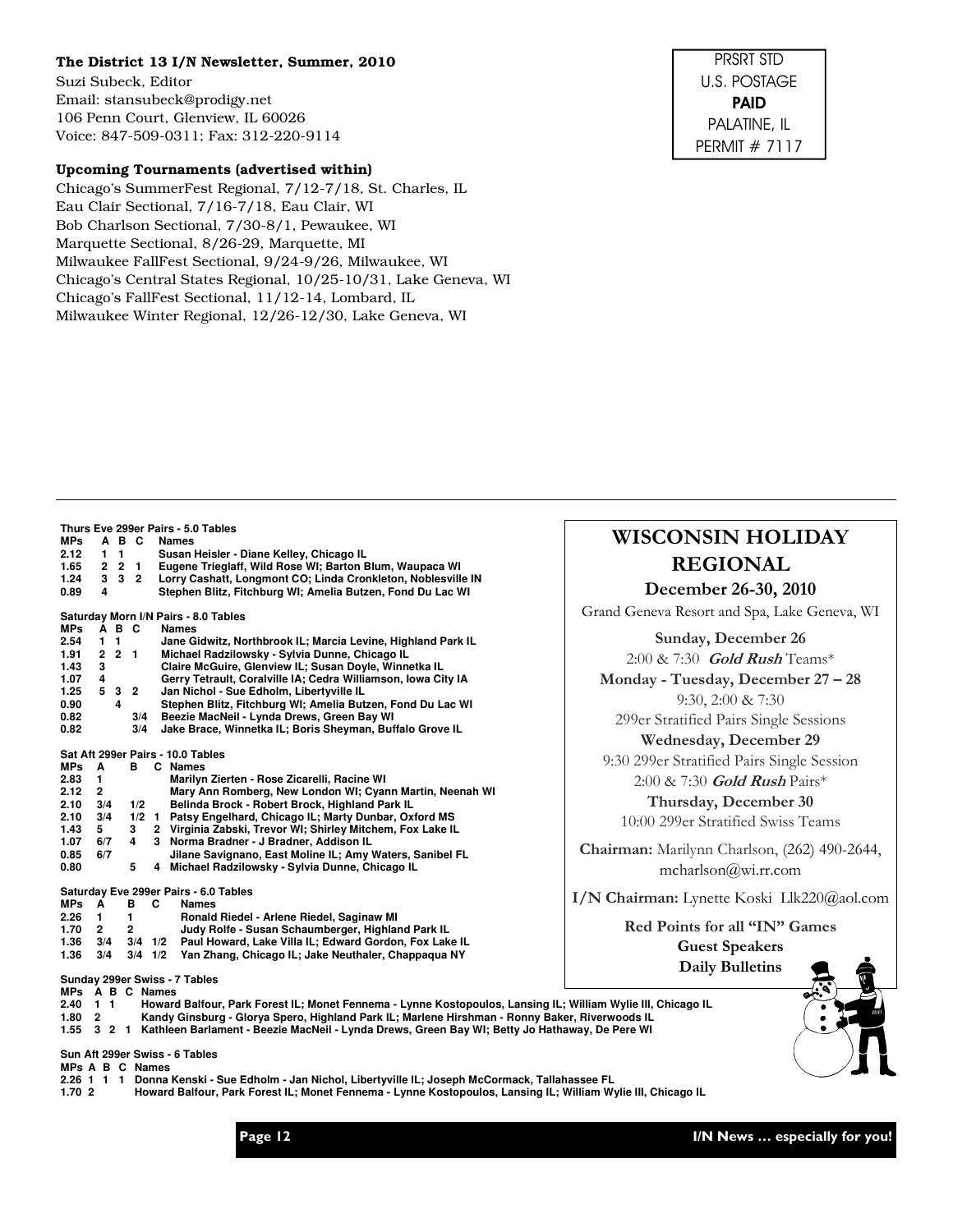**The District 13 I/N Newsletter, Summer, 2010**

Suzi Subeck, Editor
Email: stansubeck@prodigy.net
106 Penn Court, Glenview, IL 60026
Voice: 847-509-0311; Fax: 312-220-9114

PRSRT STD
U.S. POSTAGE
**PAID**
PALATINE, IL
PERMIT # 7117

**Upcoming Tournaments (advertised within)**

Chicago's SummerFest Regional, 7/12-7/18, St. Charles, IL
Eau Clair Sectional, 7/16-7/18, Eau Clair, WI
Bob Charlson Sectional, 7/30-8/1, Pewaukee, WI
Marquette Sectional, 8/26-29, Marquette, MI
Milwaukee FallFest Sectional, 9/24-9/26, Milwaukee, WI
Chicago's Central States Regional, 10/25-10/31, Lake Geneva, WI
Chicago's FallFest Sectional, 11/12-14, Lombard, IL
Milwaukee Winter Regional, 12/26-12/30, Lake Geneva, WI

**Thurs Eve 299er Pairs - 5.0 Tables**

| MPs | A | B | C | Names |
|---|---|---|---|---|
| 2.12 | 1 | 1 | | Susan Heisler - Diane Kelley, Chicago IL |
| 1.65 | 2 | 2 | 1 | Eugene Trieglaff, Wild Rose WI; Barton Blum, Waupaca WI |
| 1.24 | 3 | 3 | 2 | Lorry Cashatt, Longmont CO; Linda Cronkleton, Noblesville IN |
| 0.89 | 4 | | | Stephen Blitz, Fitchburg WI; Amelia Butzen, Fond Du Lac WI |

**Saturday Morn I/N Pairs - 8.0 Tables**

| MPs | A | B | C | Names |
|---|---|---|---|---|
| 2.54 | 1 | 1 | | Jane Gidwitz, Northbrook IL; Marcia Levine, Highland Park IL |
| 1.91 | 2 | 2 | 1 | Michael Radzilowsky - Sylvia Dunne, Chicago IL |
| 1.43 | 3 | | | Claire McGuire, Glenview IL; Susan Doyle, Winnetka IL |
| 1.07 | 4 | | | Gerry Tetrault, Coralville IA; Cedra Williamson, Iowa City IA |
| 1.25 | 5 | 3 | 2 | Jan Nichol - Sue Edholm, Libertyville IL |
| 0.90 | | 4 | | Stephen Blitz, Fitchburg WI; Amelia Butzen, Fond Du Lac WI |
| 0.82 | | | 3/4 | Beezie MacNeil - Lynda Drews, Green Bay WI |
| 0.82 | | | 3/4 | Jake Brace, Winnetka IL; Boris Sheyman, Buffalo Grove IL |

**Sat Aft 299er Pairs - 10.0 Tables**

| MPs | A | B | C | Names |
|---|---|---|---|---|
| 2.83 | 1 | | | Marilyn Zierten - Rose Zicarelli, Racine WI |
| 2.12 | 2 | | | Mary Ann Romberg, New London WI; Cyann Martin, Neenah WI |
| 2.10 | 3/4 | 1/2 | | Belinda Brock - Robert Brock, Highland Park IL |
| 2.10 | 3/4 | 1/2 | 1 | Patsy Engelhard, Chicago IL; Marty Dunbar, Oxford MS |
| 1.43 | 5 | 3 | 2 | Virginia Zabski, Trevor WI; Shirley Mitchem, Fox Lake IL |
| 1.07 | 6/7 | 4 | 3 | Norma Bradner - J Bradner, Addison IL |
| 0.85 | 6/7 | | | Jilane Savignano, East Moline IL; Amy Waters, Sanibel FL |
| 0.80 | | 5 | 4 | Michael Radzilowsky - Sylvia Dunne, Chicago IL |

**Saturday Eve 299er Pairs - 6.0 Tables**

| MPs | A | B | C | Names |
|---|---|---|---|---|
| 2.26 | 1 | 1 | | Ronald Riedel - Arlene Riedel, Saginaw MI |
| 1.70 | 2 | 2 | | Judy Rolfe - Susan Schaumberger, Highland Park IL |
| 1.36 | 3/4 | 3/4 | 1/2 | Paul Howard, Lake Villa IL; Edward Gordon, Fox Lake IL |
| 1.36 | 3/4 | 3/4 | 1/2 | Yan Zhang, Chicago IL; Jake Neuthaler, Chappaqua NY |

**Sunday 299er Swiss - 7 Tables**

| MPs | A | B | C | Names |
|---|---|---|---|---|
| 2.40 | 1 | 1 | | Howard Balfour, Park Forest IL; Monet Fennema - Lynne Kostopoulos, Lansing IL; William Wylie III, Chicago IL |
| 1.80 | 2 | | | Kandy Ginsburg - Glorya Spero, Highland Park IL; Marlene Hirshman - Ronny Baker, Riverwoods IL |
| 1.55 | 3 | 2 | 1 | Kathleen Barlament - Beezie MacNeil - Lynda Drews, Green Bay WI; Betty Jo Hathaway, De Pere WI |

**Sun Aft 299er Swiss - 6 Tables**

| MPs | A | B | C | Names |
|---|---|---|---|---|
| 2.26 | 1 | 1 | 1 | Donna Kenski - Sue Edholm - Jan Nichol, Libertyville IL; Joseph McCormack, Tallahassee FL |
| 1.70 | 2 | | | Howard Balfour, Park Forest IL; Monet Fennema - Lynne Kostopoulos, Lansing IL; William Wylie III, Chicago IL |

## WISCONSIN HOLIDAY REGIONAL

**December 26-30, 2010**

Grand Geneva Resort and Spa, Lake Geneva, WI

**Sunday, December 26**
2:00 & 7:30 ***Gold Rush*** Teams*

**Monday - Tuesday, December 27 – 28**
9:30, 2:00 & 7:30
299er Stratified Pairs Single Sessions

**Wednesday, December 29**
9:30 299er Stratified Pairs Single Session
2:00 & 7:30 ***Gold Rush*** Pairs*

**Thursday, December 30**
10:00 299er Stratified Swiss Teams

**Chairman:** Marilynn Charlson, (262) 490-2644, mcharlson@wi.rr.com

**I/N Chairman:** Lynette Koski Llk220@aol.com

**Red Points for all "IN" Games**
**Guest Speakers**
**Daily Bulletins**

**I/N News … especially for you!**